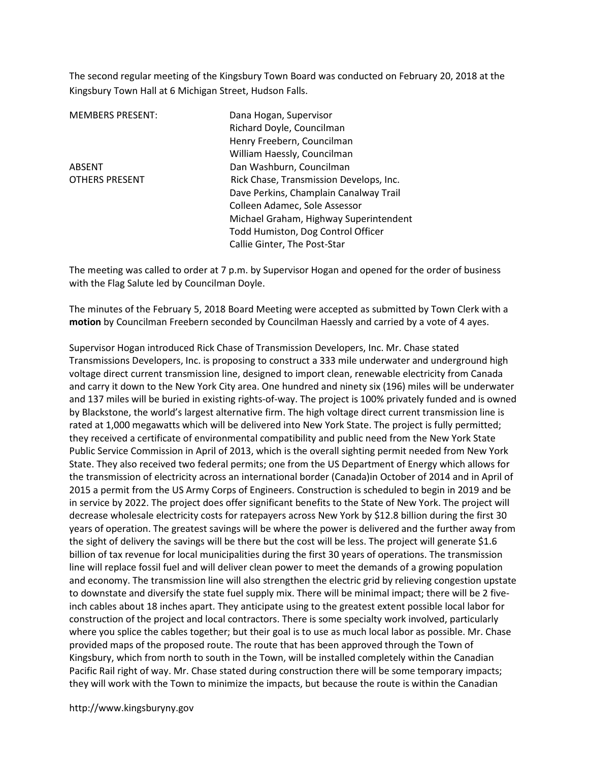The second regular meeting of the Kingsbury Town Board was conducted on February 20, 2018 at the Kingsbury Town Hall at 6 Michigan Street, Hudson Falls.

| | |
|---|---|
| MEMBERS PRESENT: | Dana Hogan, Supervisor |
| | Richard Doyle, Councilman |
| | Henry Freebern, Councilman |
| | William Haessly, Councilman |
| ABSENT | Dan Washburn, Councilman |
| OTHERS PRESENT | Rick Chase, Transmission Develops, Inc. |
| | Dave Perkins, Champlain Canalway Trail |
| | Colleen Adamec, Sole Assessor |
| | Michael Graham, Highway Superintendent |
| | Todd Humiston, Dog Control Officer |
| | Callie Ginter, The Post-Star |

The meeting was called to order at 7 p.m. by Supervisor Hogan and opened for the order of business with the Flag Salute led by Councilman Doyle.

The minutes of the February 5, 2018 Board Meeting were accepted as submitted by Town Clerk with a **motion** by Councilman Freebern seconded by Councilman Haessly and carried by a vote of 4 ayes.

Supervisor Hogan introduced Rick Chase of Transmission Developers, Inc. Mr. Chase stated Transmissions Developers, Inc. is proposing to construct a 333 mile underwater and underground high voltage direct current transmission line, designed to import clean, renewable electricity from Canada and carry it down to the New York City area. One hundred and ninety six (196) miles will be underwater and 137 miles will be buried in existing rights-of-way. The project is 100% privately funded and is owned by Blackstone, the world's largest alternative firm. The high voltage direct current transmission line is rated at 1,000 megawatts which will be delivered into New York State. The project is fully permitted; they received a certificate of environmental compatibility and public need from the New York State Public Service Commission in April of 2013, which is the overall sighting permit needed from New York State. They also received two federal permits; one from the US Department of Energy which allows for the transmission of electricity across an international border (Canada)in October of 2014 and in April of 2015 a permit from the US Army Corps of Engineers. Construction is scheduled to begin in 2019 and be in service by 2022. The project does offer significant benefits to the State of New York. The project will decrease wholesale electricity costs for ratepayers across New York by $12.8 billion during the first 30 years of operation. The greatest savings will be where the power is delivered and the further away from the sight of delivery the savings will be there but the cost will be less. The project will generate $1.6 billion of tax revenue for local municipalities during the first 30 years of operations. The transmission line will replace fossil fuel and will deliver clean power to meet the demands of a growing population and economy. The transmission line will also strengthen the electric grid by relieving congestion upstate to downstate and diversify the state fuel supply mix. There will be minimal impact; there will be 2 five-inch cables about 18 inches apart. They anticipate using to the greatest extent possible local labor for construction of the project and local contractors. There is some specialty work involved, particularly where you splice the cables together; but their goal is to use as much local labor as possible. Mr. Chase provided maps of the proposed route. The route that has been approved through the Town of Kingsbury, which from north to south in the Town, will be installed completely within the Canadian Pacific Rail right of way. Mr. Chase stated during construction there will be some temporary impacts; they will work with the Town to minimize the impacts, but because the route is within the Canadian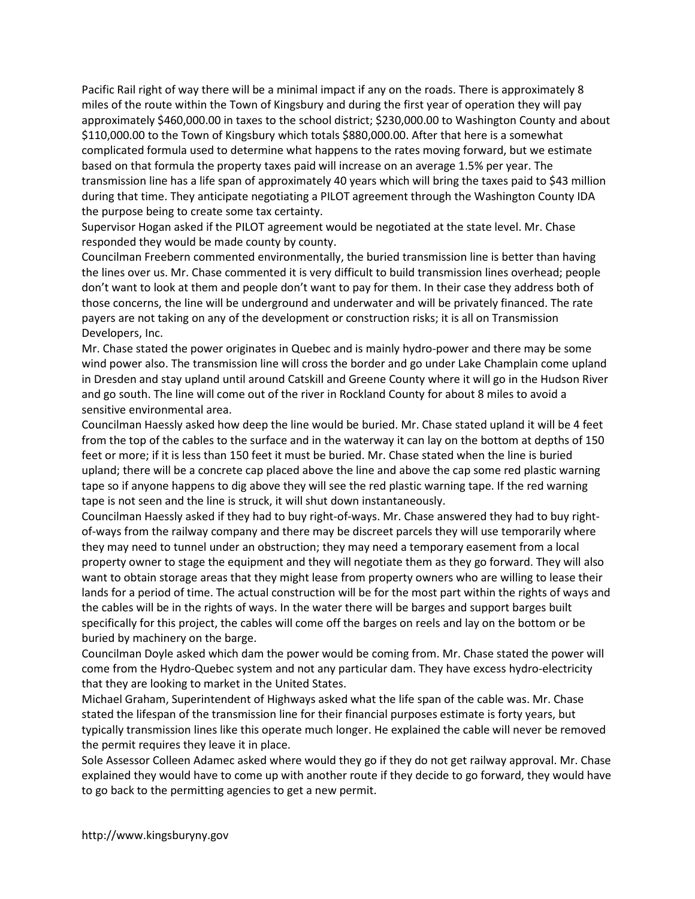Pacific Rail right of way there will be a minimal impact if any on the roads. There is approximately 8 miles of the route within the Town of Kingsbury and during the first year of operation they will pay approximately $460,000.00 in taxes to the school district; $230,000.00 to Washington County and about $110,000.00 to the Town of Kingsbury which totals $880,000.00. After that here is a somewhat complicated formula used to determine what happens to the rates moving forward, but we estimate based on that formula the property taxes paid will increase on an average 1.5% per year. The transmission line has a life span of approximately 40 years which will bring the taxes paid to $43 million during that time. They anticipate negotiating a PILOT agreement through the Washington County IDA the purpose being to create some tax certainty.

Supervisor Hogan asked if the PILOT agreement would be negotiated at the state level. Mr. Chase responded they would be made county by county.

Councilman Freebern commented environmentally, the buried transmission line is better than having the lines over us. Mr. Chase commented it is very difficult to build transmission lines overhead; people don't want to look at them and people don't want to pay for them. In their case they address both of those concerns, the line will be underground and underwater and will be privately financed. The rate payers are not taking on any of the development or construction risks; it is all on Transmission Developers, Inc.

Mr. Chase stated the power originates in Quebec and is mainly hydro-power and there may be some wind power also. The transmission line will cross the border and go under Lake Champlain come upland in Dresden and stay upland until around Catskill and Greene County where it will go in the Hudson River and go south. The line will come out of the river in Rockland County for about 8 miles to avoid a sensitive environmental area.

Councilman Haessly asked how deep the line would be buried. Mr. Chase stated upland it will be 4 feet from the top of the cables to the surface and in the waterway it can lay on the bottom at depths of 150 feet or more; if it is less than 150 feet it must be buried. Mr. Chase stated when the line is buried upland; there will be a concrete cap placed above the line and above the cap some red plastic warning tape so if anyone happens to dig above they will see the red plastic warning tape. If the red warning tape is not seen and the line is struck, it will shut down instantaneously.

Councilman Haessly asked if they had to buy right-of-ways. Mr. Chase answered they had to buy right-of-ways from the railway company and there may be discreet parcels they will use temporarily where they may need to tunnel under an obstruction; they may need a temporary easement from a local property owner to stage the equipment and they will negotiate them as they go forward. They will also want to obtain storage areas that they might lease from property owners who are willing to lease their lands for a period of time. The actual construction will be for the most part within the rights of ways and the cables will be in the rights of ways. In the water there will be barges and support barges built specifically for this project, the cables will come off the barges on reels and lay on the bottom or be buried by machinery on the barge.

Councilman Doyle asked which dam the power would be coming from. Mr. Chase stated the power will come from the Hydro-Quebec system and not any particular dam. They have excess hydro-electricity that they are looking to market in the United States.

Michael Graham, Superintendent of Highways asked what the life span of the cable was. Mr. Chase stated the lifespan of the transmission line for their financial purposes estimate is forty years, but typically transmission lines like this operate much longer. He explained the cable will never be removed the permit requires they leave it in place.

Sole Assessor Colleen Adamec asked where would they go if they do not get railway approval. Mr. Chase explained they would have to come up with another route if they decide to go forward, they would have to go back to the permitting agencies to get a new permit.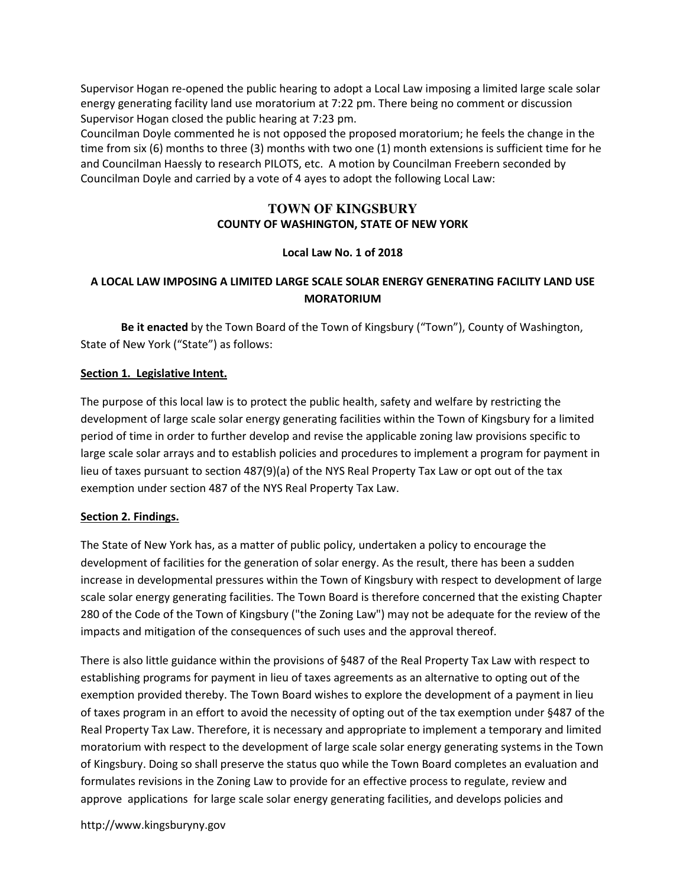Supervisor Hogan re-opened the public hearing to adopt a Local Law imposing a limited large scale solar energy generating facility land use moratorium at 7:22 pm. There being no comment or discussion Supervisor Hogan closed the public hearing at 7:23 pm.

Councilman Doyle commented he is not opposed the proposed moratorium; he feels the change in the time from six (6) months to three (3) months with two one (1) month extensions is sufficient time for he and Councilman Haessly to research PILOTS, etc. A motion by Councilman Freebern seconded by Councilman Doyle and carried by a vote of 4 ayes to adopt the following Local Law:

## TOWN OF KINGSBURY
### COUNTY OF WASHINGTON, STATE OF NEW YORK

**Local Law No. 1 of 2018**

### A LOCAL LAW IMPOSING A LIMITED LARGE SCALE SOLAR ENERGY GENERATING FACILITY LAND USE MORATORIUM

**Be it enacted** by the Town Board of the Town of Kingsbury ("Town"), County of Washington, State of New York ("State") as follows:

**Section 1. Legislative Intent.**

The purpose of this local law is to protect the public health, safety and welfare by restricting the development of large scale solar energy generating facilities within the Town of Kingsbury for a limited period of time in order to further develop and revise the applicable zoning law provisions specific to large scale solar arrays and to establish policies and procedures to implement a program for payment in lieu of taxes pursuant to section 487(9)(a) of the NYS Real Property Tax Law or opt out of the tax exemption under section 487 of the NYS Real Property Tax Law.

**Section 2. Findings.**

The State of New York has, as a matter of public policy, undertaken a policy to encourage the development of facilities for the generation of solar energy. As the result, there has been a sudden increase in developmental pressures within the Town of Kingsbury with respect to development of large scale solar energy generating facilities. The Town Board is therefore concerned that the existing Chapter 280 of the Code of the Town of Kingsbury ("the Zoning Law") may not be adequate for the review of the impacts and mitigation of the consequences of such uses and the approval thereof.

There is also little guidance within the provisions of §487 of the Real Property Tax Law with respect to establishing programs for payment in lieu of taxes agreements as an alternative to opting out of the exemption provided thereby. The Town Board wishes to explore the development of a payment in lieu of taxes program in an effort to avoid the necessity of opting out of the tax exemption under §487 of the Real Property Tax Law. Therefore, it is necessary and appropriate to implement a temporary and limited moratorium with respect to the development of large scale solar energy generating systems in the Town of Kingsbury. Doing so shall preserve the status quo while the Town Board completes an evaluation and formulates revisions in the Zoning Law to provide for an effective process to regulate, review and approve applications for large scale solar energy generating facilities, and develops policies and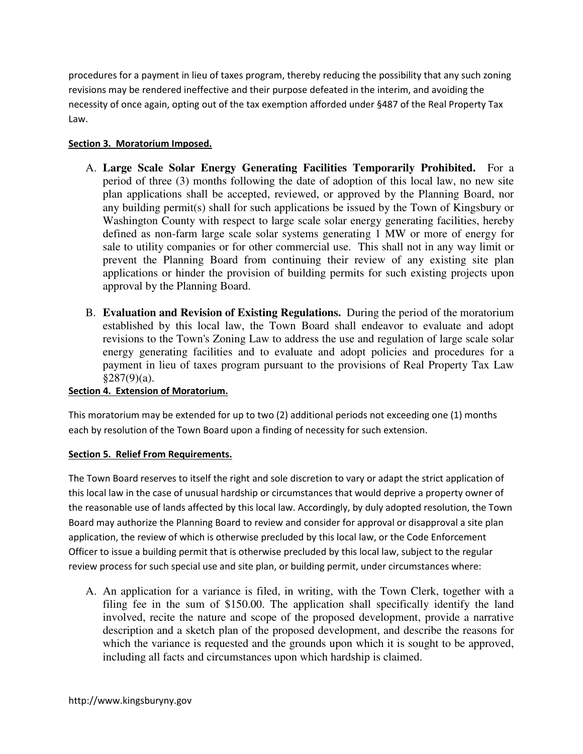procedures for a payment in lieu of taxes program, thereby reducing the possibility that any such zoning revisions may be rendered ineffective and their purpose defeated in the interim, and avoiding the necessity of once again, opting out of the tax exemption afforded under §487 of the Real Property Tax Law.

**Section 3. Moratorium Imposed.**

A. **Large Scale Solar Energy Generating Facilities Temporarily Prohibited.** For a period of three (3) months following the date of adoption of this local law, no new site plan applications shall be accepted, reviewed, or approved by the Planning Board, nor any building permit(s) shall for such applications be issued by the Town of Kingsbury or Washington County with respect to large scale solar energy generating facilities, hereby defined as non-farm large scale solar systems generating 1 MW or more of energy for sale to utility companies or for other commercial use. This shall not in any way limit or prevent the Planning Board from continuing their review of any existing site plan applications or hinder the provision of building permits for such existing projects upon approval by the Planning Board.

B. **Evaluation and Revision of Existing Regulations.** During the period of the moratorium established by this local law, the Town Board shall endeavor to evaluate and adopt revisions to the Town's Zoning Law to address the use and regulation of large scale solar energy generating facilities and to evaluate and adopt policies and procedures for a payment in lieu of taxes program pursuant to the provisions of Real Property Tax Law §287(9)(a).

**Section 4. Extension of Moratorium.**

This moratorium may be extended for up to two (2) additional periods not exceeding one (1) months each by resolution of the Town Board upon a finding of necessity for such extension.

**Section 5. Relief From Requirements.**

The Town Board reserves to itself the right and sole discretion to vary or adapt the strict application of this local law in the case of unusual hardship or circumstances that would deprive a property owner of the reasonable use of lands affected by this local law. Accordingly, by duly adopted resolution, the Town Board may authorize the Planning Board to review and consider for approval or disapproval a site plan application, the review of which is otherwise precluded by this local law, or the Code Enforcement Officer to issue a building permit that is otherwise precluded by this local law, subject to the regular review process for such special use and site plan, or building permit, under circumstances where:

A. An application for a variance is filed, in writing, with the Town Clerk, together with a filing fee in the sum of $150.00. The application shall specifically identify the land involved, recite the nature and scope of the proposed development, provide a narrative description and a sketch plan of the proposed development, and describe the reasons for which the variance is requested and the grounds upon which it is sought to be approved, including all facts and circumstances upon which hardship is claimed.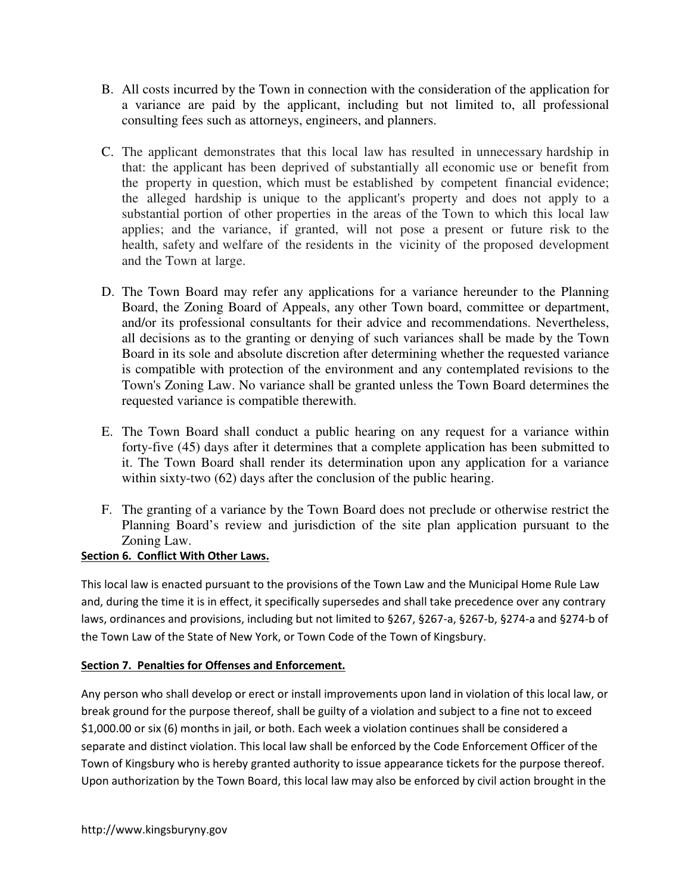B. All costs incurred by the Town in connection with the consideration of the application for a variance are paid by the applicant, including but not limited to, all professional consulting fees such as attorneys, engineers, and planners.

C. The applicant demonstrates that this local law has resulted in unnecessary hardship in that: the applicant has been deprived of substantially all economic use or benefit from the property in question, which must be established by competent financial evidence; the alleged hardship is unique to the applicant's property and does not apply to a substantial portion of other properties in the areas of the Town to which this local law applies; and the variance, if granted, will not pose a present or future risk to the health, safety and welfare of the residents in the vicinity of the proposed development and the Town at large.

D. The Town Board may refer any applications for a variance hereunder to the Planning Board, the Zoning Board of Appeals, any other Town board, committee or department, and/or its professional consultants for their advice and recommendations. Nevertheless, all decisions as to the granting or denying of such variances shall be made by the Town Board in its sole and absolute discretion after determining whether the requested variance is compatible with protection of the environment and any contemplated revisions to the Town's Zoning Law. No variance shall be granted unless the Town Board determines the requested variance is compatible therewith.

E. The Town Board shall conduct a public hearing on any request for a variance within forty-five (45) days after it determines that a complete application has been submitted to it. The Town Board shall render its determination upon any application for a variance within sixty-two (62) days after the conclusion of the public hearing.

F. The granting of a variance by the Town Board does not preclude or otherwise restrict the Planning Board's review and jurisdiction of the site plan application pursuant to the Zoning Law.

**Section 6. Conflict With Other Laws.**

This local law is enacted pursuant to the provisions of the Town Law and the Municipal Home Rule Law and, during the time it is in effect, it specifically supersedes and shall take precedence over any contrary laws, ordinances and provisions, including but not limited to §267, §267-a, §267-b, §274-a and §274-b of the Town Law of the State of New York, or Town Code of the Town of Kingsbury.

**Section 7. Penalties for Offenses and Enforcement.**

Any person who shall develop or erect or install improvements upon land in violation of this local law, or break ground for the purpose thereof, shall be guilty of a violation and subject to a fine not to exceed $1,000.00 or six (6) months in jail, or both. Each week a violation continues shall be considered a separate and distinct violation. This local law shall be enforced by the Code Enforcement Officer of the Town of Kingsbury who is hereby granted authority to issue appearance tickets for the purpose thereof. Upon authorization by the Town Board, this local law may also be enforced by civil action brought in the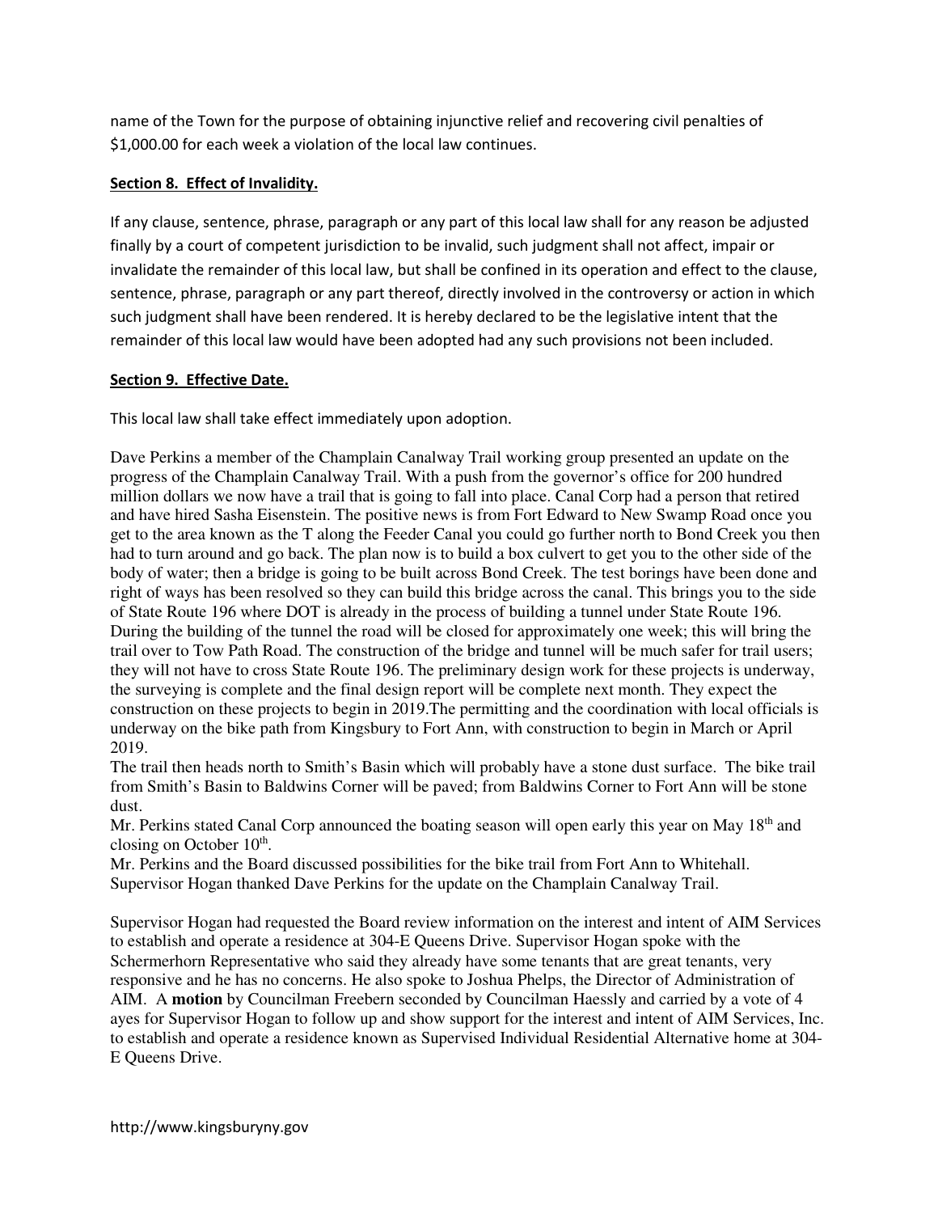name of the Town for the purpose of obtaining injunctive relief and recovering civil penalties of $1,000.00 for each week a violation of the local law continues.

**Section 8. Effect of Invalidity.**

If any clause, sentence, phrase, paragraph or any part of this local law shall for any reason be adjusted finally by a court of competent jurisdiction to be invalid, such judgment shall not affect, impair or invalidate the remainder of this local law, but shall be confined in its operation and effect to the clause, sentence, phrase, paragraph or any part thereof, directly involved in the controversy or action in which such judgment shall have been rendered. It is hereby declared to be the legislative intent that the remainder of this local law would have been adopted had any such provisions not been included.

**Section 9. Effective Date.**

This local law shall take effect immediately upon adoption.

Dave Perkins a member of the Champlain Canalway Trail working group presented an update on the progress of the Champlain Canalway Trail. With a push from the governor's office for 200 hundred million dollars we now have a trail that is going to fall into place. Canal Corp had a person that retired and have hired Sasha Eisenstein. The positive news is from Fort Edward to New Swamp Road once you get to the area known as the T along the Feeder Canal you could go further north to Bond Creek you then had to turn around and go back. The plan now is to build a box culvert to get you to the other side of the body of water; then a bridge is going to be built across Bond Creek. The test borings have been done and right of ways has been resolved so they can build this bridge across the canal. This brings you to the side of State Route 196 where DOT is already in the process of building a tunnel under State Route 196. During the building of the tunnel the road will be closed for approximately one week; this will bring the trail over to Tow Path Road. The construction of the bridge and tunnel will be much safer for trail users; they will not have to cross State Route 196. The preliminary design work for these projects is underway, the surveying is complete and the final design report will be complete next month. They expect the construction on these projects to begin in 2019.The permitting and the coordination with local officials is underway on the bike path from Kingsbury to Fort Ann, with construction to begin in March or April 2019.

The trail then heads north to Smith's Basin which will probably have a stone dust surface. The bike trail from Smith's Basin to Baldwins Corner will be paved; from Baldwins Corner to Fort Ann will be stone dust.

Mr. Perkins stated Canal Corp announced the boating season will open early this year on May 18th and closing on October 10th.

Mr. Perkins and the Board discussed possibilities for the bike trail from Fort Ann to Whitehall.

Supervisor Hogan thanked Dave Perkins for the update on the Champlain Canalway Trail.

Supervisor Hogan had requested the Board review information on the interest and intent of AIM Services to establish and operate a residence at 304-E Queens Drive. Supervisor Hogan spoke with the Schermerhorn Representative who said they already have some tenants that are great tenants, very responsive and he has no concerns. He also spoke to Joshua Phelps, the Director of Administration of AIM. A **motion** by Councilman Freebern seconded by Councilman Haessly and carried by a vote of 4 ayes for Supervisor Hogan to follow up and show support for the interest and intent of AIM Services, Inc. to establish and operate a residence known as Supervised Individual Residential Alternative home at 304-E Queens Drive.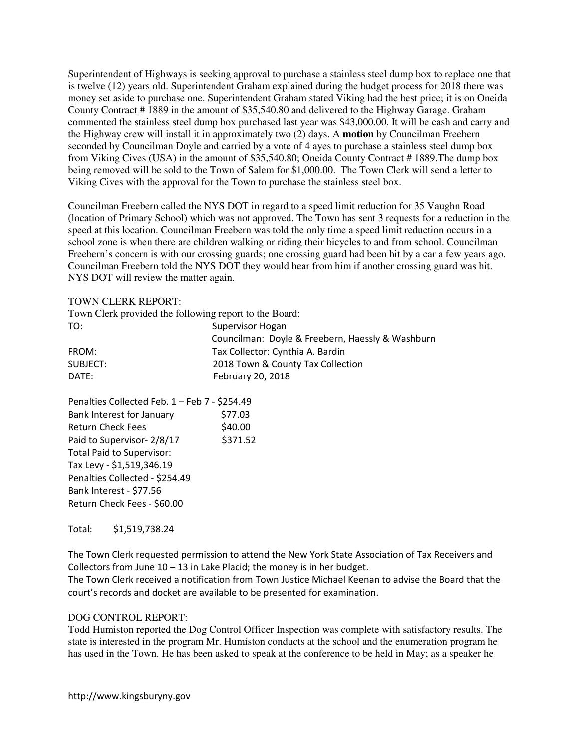Superintendent of Highways is seeking approval to purchase a stainless steel dump box to replace one that is twelve (12) years old. Superintendent Graham explained during the budget process for 2018 there was money set aside to purchase one. Superintendent Graham stated Viking had the best price; it is on Oneida County Contract # 1889 in the amount of $35,540.80 and delivered to the Highway Garage. Graham commented the stainless steel dump box purchased last year was $43,000.00. It will be cash and carry and the Highway crew will install it in approximately two (2) days. A **motion** by Councilman Freebern seconded by Councilman Doyle and carried by a vote of 4 ayes to purchase a stainless steel dump box from Viking Cives (USA) in the amount of $35,540.80; Oneida County Contract # 1889.The dump box being removed will be sold to the Town of Salem for $1,000.00. The Town Clerk will send a letter to Viking Cives with the approval for the Town to purchase the stainless steel box.

Councilman Freebern called the NYS DOT in regard to a speed limit reduction for 35 Vaughn Road (location of Primary School) which was not approved. The Town has sent 3 requests for a reduction in the speed at this location. Councilman Freebern was told the only time a speed limit reduction occurs in a school zone is when there are children walking or riding their bicycles to and from school. Councilman Freebern's concern is with our crossing guards; one crossing guard had been hit by a car a few years ago. Councilman Freebern told the NYS DOT they would hear from him if another crossing guard was hit. NYS DOT will review the matter again.

TOWN CLERK REPORT:

Town Clerk provided the following report to the Board:

| | |
|---|---|
| TO: | Supervisor Hogan<br>Councilman: Doyle & Freebern, Haessly & Washburn |
| FROM: | Tax Collector: Cynthia A. Bardin |
| SUBJECT: | 2018 Town & County Tax Collection |
| DATE: | February 20, 2018 |

Penalties Collected Feb. 1 – Feb 7 - $254.49
Bank Interest for January $77.03
Return Check Fees $40.00
Paid to Supervisor- 2/8/17 $371.52
Total Paid to Supervisor:
Tax Levy - $1,519,346.19
Penalties Collected - $254.49
Bank Interest - $77.56
Return Check Fees - $60.00

Total: $1,519,738.24

The Town Clerk requested permission to attend the New York State Association of Tax Receivers and Collectors from June 10 – 13 in Lake Placid; the money is in her budget.
The Town Clerk received a notification from Town Justice Michael Keenan to advise the Board that the court's records and docket are available to be presented for examination.

DOG CONTROL REPORT:

Todd Humiston reported the Dog Control Officer Inspection was complete with satisfactory results. The state is interested in the program Mr. Humiston conducts at the school and the enumeration program he has used in the Town. He has been asked to speak at the conference to be held in May; as a speaker he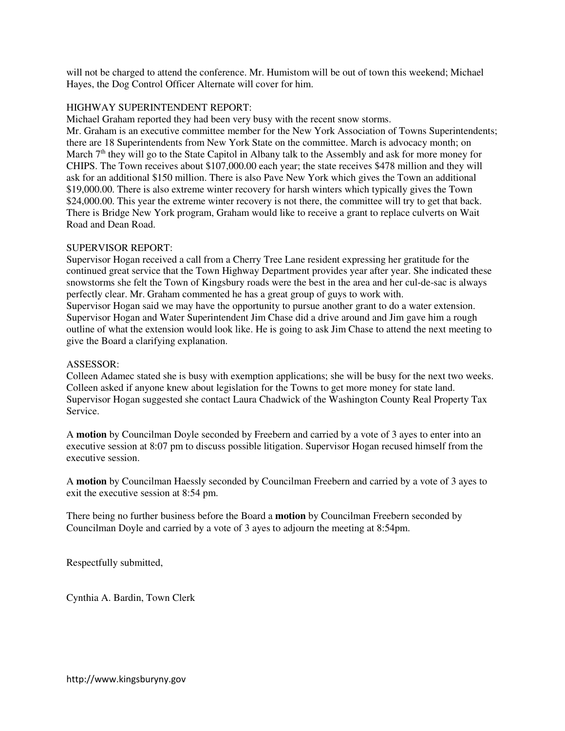will not be charged to attend the conference. Mr. Humistom will be out of town this weekend; Michael Hayes, the Dog Control Officer Alternate will cover for him.

HIGHWAY SUPERINTENDENT REPORT:

Michael Graham reported they had been very busy with the recent snow storms.

Mr. Graham is an executive committee member for the New York Association of Towns Superintendents; there are 18 Superintendents from New York State on the committee. March is advocacy month; on March 7th they will go to the State Capitol in Albany talk to the Assembly and ask for more money for CHIPS. The Town receives about $107,000.00 each year; the state receives $478 million and they will ask for an additional $150 million. There is also Pave New York which gives the Town an additional $19,000.00. There is also extreme winter recovery for harsh winters which typically gives the Town $24,000.00. This year the extreme winter recovery is not there, the committee will try to get that back. There is Bridge New York program, Graham would like to receive a grant to replace culverts on Wait Road and Dean Road.

SUPERVISOR REPORT:

Supervisor Hogan received a call from a Cherry Tree Lane resident expressing her gratitude for the continued great service that the Town Highway Department provides year after year. She indicated these snowstorms she felt the Town of Kingsbury roads were the best in the area and her cul-de-sac is always perfectly clear. Mr. Graham commented he has a great group of guys to work with.

Supervisor Hogan said we may have the opportunity to pursue another grant to do a water extension. Supervisor Hogan and Water Superintendent Jim Chase did a drive around and Jim gave him a rough outline of what the extension would look like. He is going to ask Jim Chase to attend the next meeting to give the Board a clarifying explanation.

ASSESSOR:

Colleen Adamec stated she is busy with exemption applications; she will be busy for the next two weeks. Colleen asked if anyone knew about legislation for the Towns to get more money for state land. Supervisor Hogan suggested she contact Laura Chadwick of the Washington County Real Property Tax Service.

A **motion** by Councilman Doyle seconded by Freebern and carried by a vote of 3 ayes to enter into an executive session at 8:07 pm to discuss possible litigation. Supervisor Hogan recused himself from the executive session.

A **motion** by Councilman Haessly seconded by Councilman Freebern and carried by a vote of 3 ayes to exit the executive session at 8:54 pm.

There being no further business before the Board a **motion** by Councilman Freebern seconded by Councilman Doyle and carried by a vote of 3 ayes to adjourn the meeting at 8:54pm.

Respectfully submitted,

Cynthia A. Bardin, Town Clerk